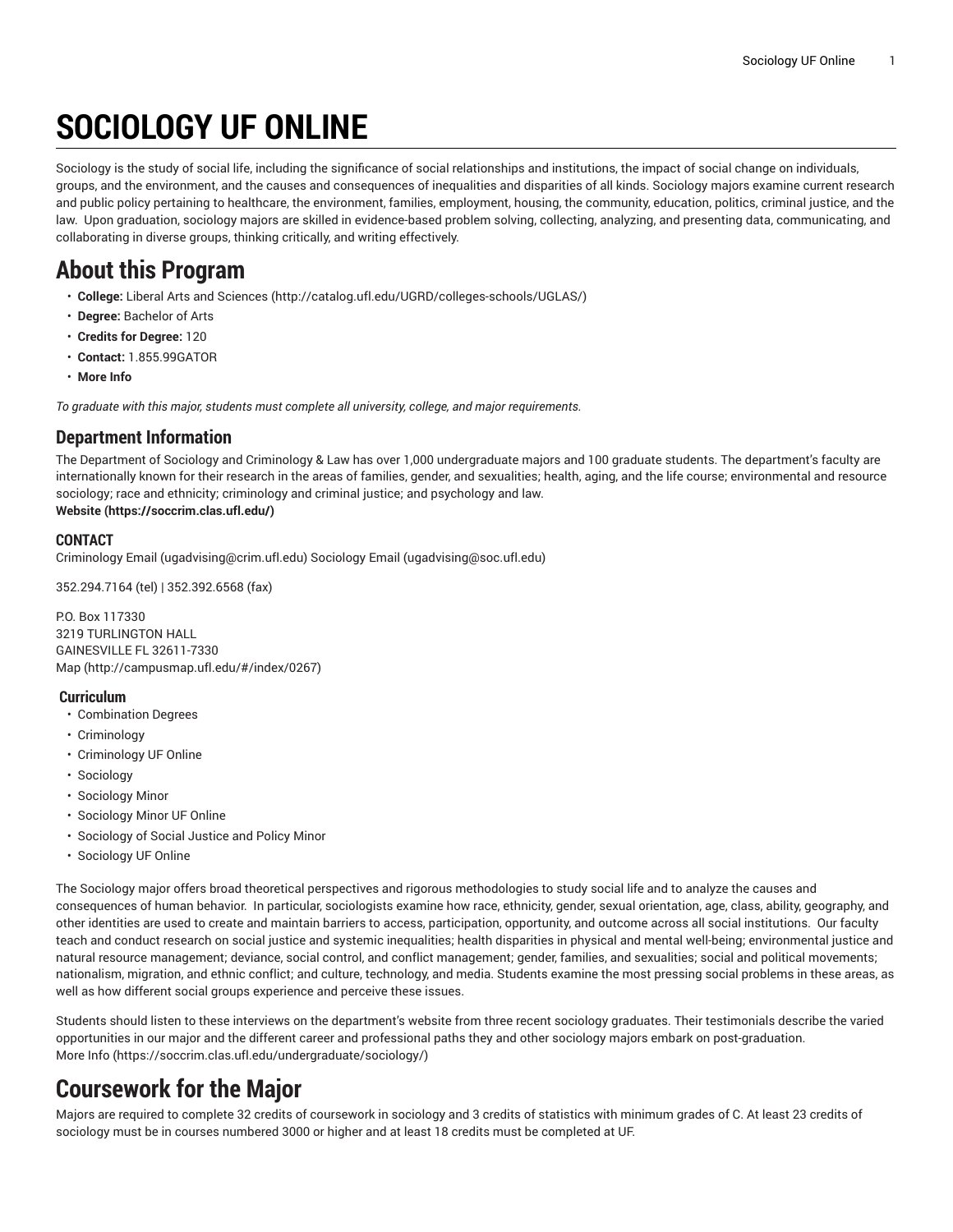# SOCIOLOGY UF ONLINE

Sociology is the study of social life, including the significance of social relationships and institutions, the impact of social change on individuals, groups, and the environment, and the causes and consequences of inequalities and disparities of all kinds. Sociology majors examine current research and public policy pertaining to healthcare, the environment, families, employment, housing, the community, education, politics, criminal justice, and the law. Upon graduation, sociology majors are skilled in evidence-based problem solving, collecting, analyzing, and presenting data, communicating, and collaborating in diverse groups, thinking critically, and writing effectively.

## About this Program

- **College:** Liberal Arts and Sciences (http://catalog.ufl.edu/UGRD/colleges-schools/UGLAS/)
- **Degree:** Bachelor of Arts
- **Credits for Degree:** 120
- **Contact:** 1.855.99GATOR
- **More Info**

*To graduate with this major, students must complete all university, college, and major requirements.*

### Department Information

The Department of Sociology and Criminology & Law has over 1,000 undergraduate majors and 100 graduate students. The department's faculty are internationally known for their research in the areas of families, gender, and sexualities; health, aging, and the life course; environmental and resource sociology; race and ethnicity; criminology and criminal justice; and psychology and law.
**Website (https://soccrim.clas.ufl.edu/)**

#### CONTACT

Criminology Email (ugadvising@crim.ufl.edu) Sociology Email (ugadvising@soc.ufl.edu)

352.294.7164 (tel) | 352.392.6568 (fax)

P.O. Box 117330
3219 TURLINGTON HALL
GAINESVILLE FL 32611-7330
Map (http://campusmap.ufl.edu/#/index/0267)

### Curriculum

- Combination Degrees
- Criminology
- Criminology UF Online
- Sociology
- Sociology Minor
- Sociology Minor UF Online
- Sociology of Social Justice and Policy Minor
- Sociology UF Online

The Sociology major offers broad theoretical perspectives and rigorous methodologies to study social life and to analyze the causes and consequences of human behavior. In particular, sociologists examine how race, ethnicity, gender, sexual orientation, age, class, ability, geography, and other identities are used to create and maintain barriers to access, participation, opportunity, and outcome across all social institutions. Our faculty teach and conduct research on social justice and systemic inequalities; health disparities in physical and mental well-being; environmental justice and natural resource management; deviance, social control, and conflict management; gender, families, and sexualities; social and political movements; nationalism, migration, and ethnic conflict; and culture, technology, and media. Students examine the most pressing social problems in these areas, as well as how different social groups experience and perceive these issues.

Students should listen to these interviews on the department's website from three recent sociology graduates. Their testimonials describe the varied opportunities in our major and the different career and professional paths they and other sociology majors embark on post-graduation.
More Info (https://soccrim.clas.ufl.edu/undergraduate/sociology/)

## Coursework for the Major

Majors are required to complete 32 credits of coursework in sociology and 3 credits of statistics with minimum grades of C. At least 23 credits of sociology must be in courses numbered 3000 or higher and at least 18 credits must be completed at UF.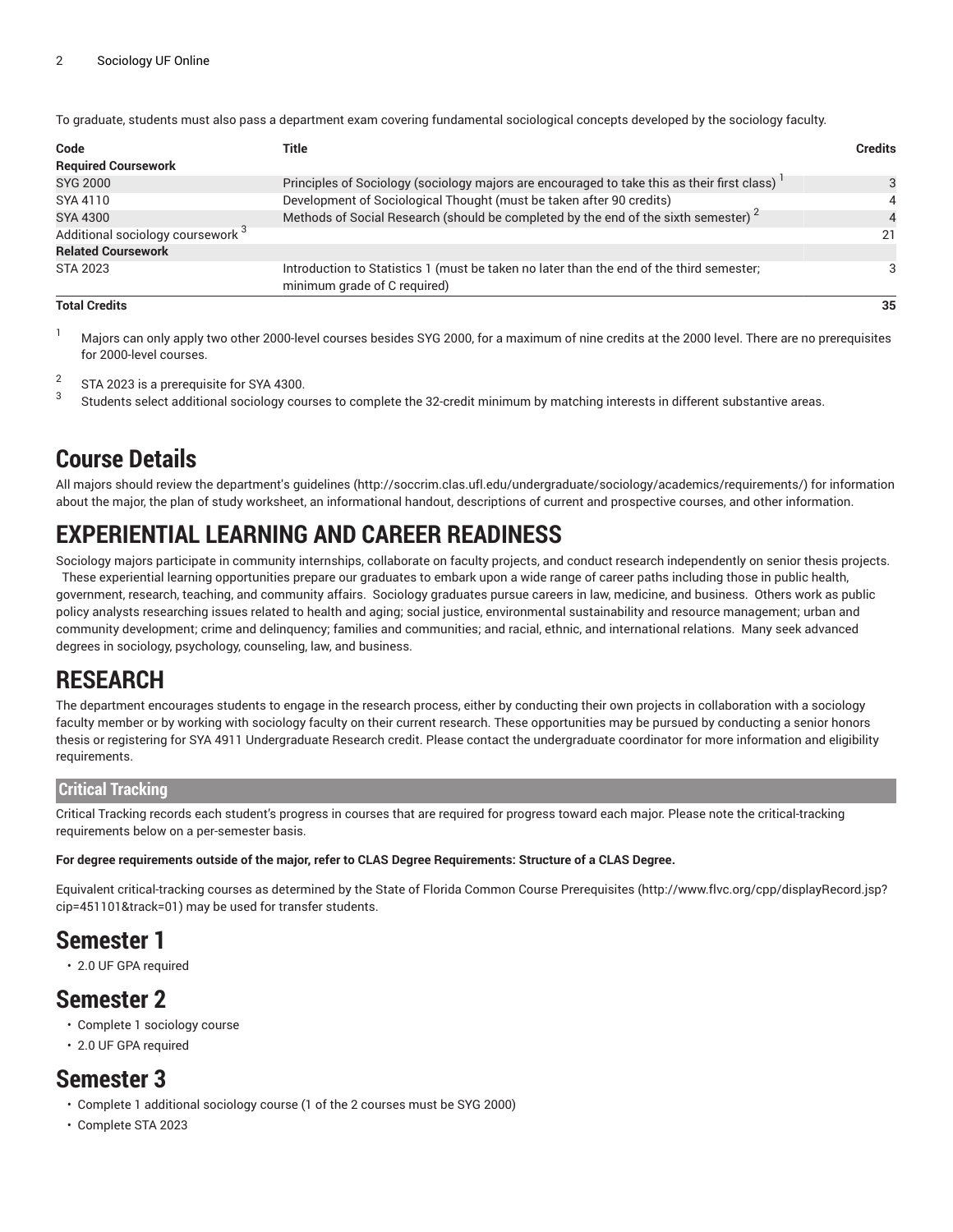To graduate, students must also pass a department exam covering fundamental sociological concepts developed by the sociology faculty.

| Code | Title | Credits |
| --- | --- | --- |
| **Required Coursework** | | |
| SYG 2000 | Principles of Sociology (sociology majors are encouraged to take this as their first class) [1] | 3 |
| SYA 4110 | Development of Sociological Thought (must be taken after 90 credits) | 4 |
| SYA 4300 | Methods of Social Research (should be completed by the end of the sixth semester) [2] | 4 |
| Additional sociology coursework [3] | | 21 |
| **Related Coursework** | | |
| STA 2023 | Introduction to Statistics 1 (must be taken no later than the end of the third semester; minimum grade of C required) | 3 |
| **Total Credits** | | **35** |

[1] Majors can only apply two other 2000-level courses besides SYG 2000, for a maximum of nine credits at the 2000 level. There are no prerequisites for 2000-level courses.

[2] STA 2023 is a prerequisite for SYA 4300.

[3] Students select additional sociology courses to complete the 32-credit minimum by matching interests in different substantive areas.

# Course Details

All majors should review the department's guidelines (http://soccrim.clas.ufl.edu/undergraduate/sociology/academics/requirements/) for information about the major, the plan of study worksheet, an informational handout, descriptions of current and prospective courses, and other information.

# EXPERIENTIAL LEARNING AND CAREER READINESS

Sociology majors participate in community internships, collaborate on faculty projects, and conduct research independently on senior thesis projects. These experiential learning opportunities prepare our graduates to embark upon a wide range of career paths including those in public health, government, research, teaching, and community affairs. Sociology graduates pursue careers in law, medicine, and business. Others work as public policy analysts researching issues related to health and aging; social justice, environmental sustainability and resource management; urban and community development; crime and delinquency; families and communities; and racial, ethnic, and international relations. Many seek advanced degrees in sociology, psychology, counseling, law, and business.

# RESEARCH

The department encourages students to engage in the research process, either by conducting their own projects in collaboration with a sociology faculty member or by working with sociology faculty on their current research. These opportunities may be pursued by conducting a senior honors thesis or registering for SYA 4911 Undergraduate Research credit. Please contact the undergraduate coordinator for more information and eligibility requirements.

## Critical Tracking

Critical Tracking records each student's progress in courses that are required for progress toward each major. Please note the critical-tracking requirements below on a per-semester basis.

**For degree requirements outside of the major, refer to CLAS Degree Requirements: Structure of a CLAS Degree.**

Equivalent critical-tracking courses as determined by the State of Florida Common Course Prerequisites (http://www.flvc.org/cpp/displayRecord.jsp?cip=451101&track=01) may be used for transfer students.

# Semester 1

- 2.0 UF GPA required

# Semester 2

- Complete 1 sociology course
- 2.0 UF GPA required

# Semester 3

- Complete 1 additional sociology course (1 of the 2 courses must be SYG 2000)
- Complete STA 2023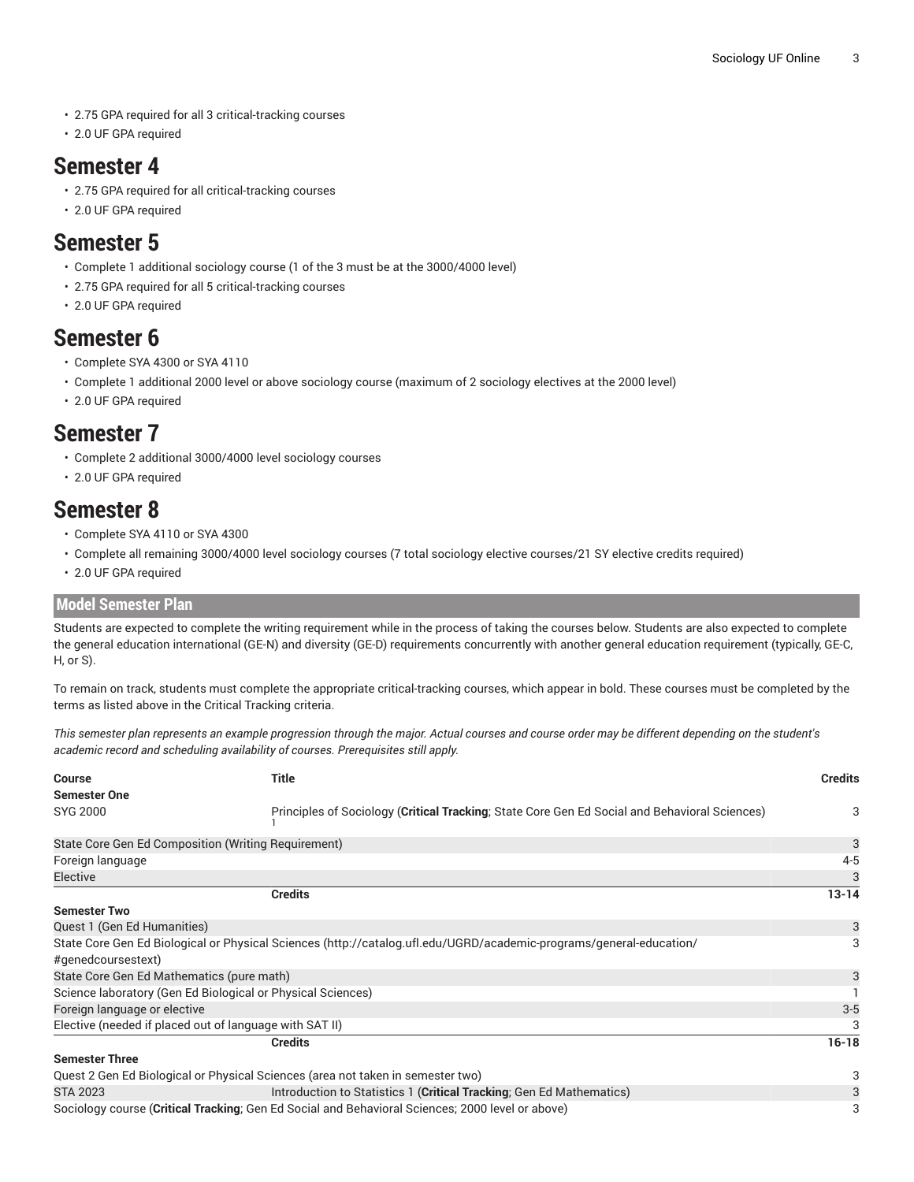- 2.75 GPA required for all 3 critical-tracking courses
- 2.0 UF GPA required

## Semester 4

- 2.75 GPA required for all critical-tracking courses
- 2.0 UF GPA required

## Semester 5

- Complete 1 additional sociology course (1 of the 3 must be at the 3000/4000 level)
- 2.75 GPA required for all 5 critical-tracking courses
- 2.0 UF GPA required

## Semester 6

- Complete SYA 4300 or SYA 4110
- Complete 1 additional 2000 level or above sociology course (maximum of 2 sociology electives at the 2000 level)
- 2.0 UF GPA required

## Semester 7

- Complete 2 additional 3000/4000 level sociology courses
- 2.0 UF GPA required

## Semester 8

- Complete SYA 4110 or SYA 4300
- Complete all remaining 3000/4000 level sociology courses (7 total sociology elective courses/21 SY elective credits required)
- 2.0 UF GPA required

## Model Semester Plan

Students are expected to complete the writing requirement while in the process of taking the courses below. Students are also expected to complete the general education international (GE-N) and diversity (GE-D) requirements concurrently with another general education requirement (typically, GE-C, H, or S).

To remain on track, students must complete the appropriate critical-tracking courses, which appear in bold. These courses must be completed by the terms as listed above in the Critical Tracking criteria.

*This semester plan represents an example progression through the major. Actual courses and course order may be different depending on the student's academic record and scheduling availability of courses. Prerequisites still apply.*

| Course | Title | Credits |
|---|---|---|
| **Semester One** | | |
| SYG 2000 | Principles of Sociology (**Critical Tracking**; State Core Gen Ed Social and Behavioral Sciences) [1] | 3 |
| State Core Gen Ed Composition (Writing Requirement) | | 3 |
| Foreign language | | 4-5 |
| Elective | | 3 |
| | **Credits** | **13-14** |
| **Semester Two** | | |
| Quest 1 (Gen Ed Humanities) | | 3 |
| State Core Gen Ed Biological or Physical Sciences (http://catalog.ufl.edu/UGRD/academic-programs/general-education/#genedcoursestext) | | 3 |
| State Core Gen Ed Mathematics (pure math) | | 3 |
| Science laboratory (Gen Ed Biological or Physical Sciences) | | 1 |
| Foreign language or elective | | 3-5 |
| Elective (needed if placed out of language with SAT II) | | 3 |
| | **Credits** | **16-18** |
| **Semester Three** | | |
| Quest 2 Gen Ed Biological or Physical Sciences (area not taken in semester two) | | 3 |
| STA 2023 | Introduction to Statistics 1 (**Critical Tracking**; Gen Ed Mathematics) | 3 |
| Sociology course (**Critical Tracking**; Gen Ed Social and Behavioral Sciences; 2000 level or above) | | 3 |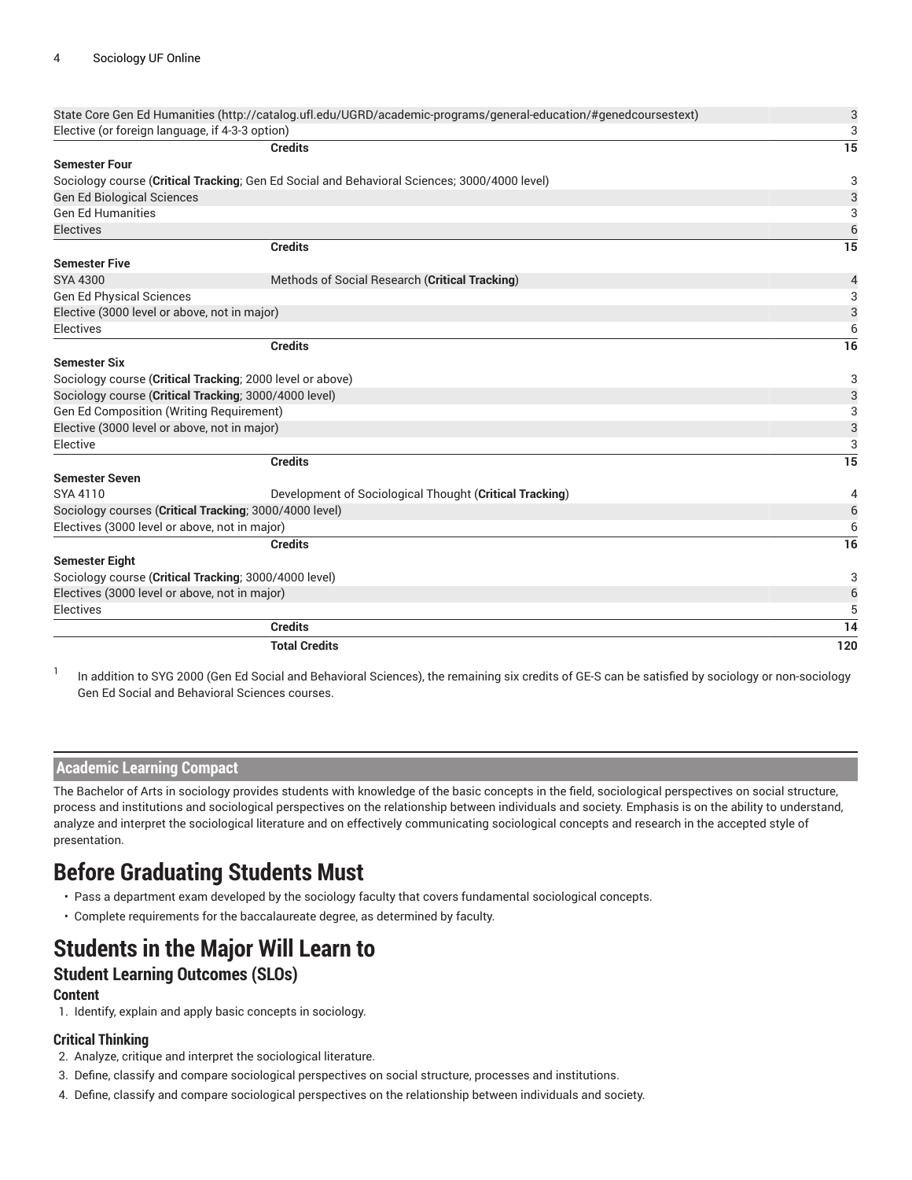| | | |
|---|---|---|
| State Core Gen Ed Humanities (http://catalog.ufl.edu/UGRD/academic-programs/general-education/#genedcoursestext) | | 3 |
| Elective (or foreign language, if 4-3-3 option) | | 3 |
| | **Credits** | **15** |
| **Semester Four** | | |
| Sociology course (**Critical Tracking**; Gen Ed Social and Behavioral Sciences; 3000/4000 level) | | 3 |
| Gen Ed Biological Sciences | | 3 |
| Gen Ed Humanities | | 3 |
| Electives | | 6 |
| | **Credits** | **15** |
| **Semester Five** | | |
| SYA 4300 | Methods of Social Research (**Critical Tracking**) | 4 |
| Gen Ed Physical Sciences | | 3 |
| Elective (3000 level or above, not in major) | | 3 |
| Electives | | 6 |
| | **Credits** | **16** |
| **Semester Six** | | |
| Sociology course (**Critical Tracking**; 2000 level or above) | | 3 |
| Sociology course (**Critical Tracking**; 3000/4000 level) | | 3 |
| Gen Ed Composition (Writing Requirement) | | 3 |
| Elective (3000 level or above, not in major) | | 3 |
| Elective | | 3 |
| | **Credits** | **15** |
| **Semester Seven** | | |
| SYA 4110 | Development of Sociological Thought (**Critical Tracking**) | 4 |
| Sociology courses (**Critical Tracking**; 3000/4000 level) | | 6 |
| Electives (3000 level or above, not in major) | | 6 |
| | **Credits** | **16** |
| **Semester Eight** | | |
| Sociology course (**Critical Tracking**; 3000/4000 level) | | 3 |
| Electives (3000 level or above, not in major) | | 6 |
| Electives | | 5 |
| | **Credits** | **14** |
| | **Total Credits** | **120** |

[1] In addition to SYG 2000 (Gen Ed Social and Behavioral Sciences), the remaining six credits of GE-S can be satisfied by sociology or non-sociology Gen Ed Social and Behavioral Sciences courses.

## Academic Learning Compact

The Bachelor of Arts in sociology provides students with knowledge of the basic concepts in the field, sociological perspectives on social structure, process and institutions and sociological perspectives on the relationship between individuals and society. Emphasis is on the ability to understand, analyze and interpret the sociological literature and on effectively communicating sociological concepts and research in the accepted style of presentation.

# Before Graduating Students Must

- Pass a department exam developed by the sociology faculty that covers fundamental sociological concepts.
- Complete requirements for the baccalaureate degree, as determined by faculty.

# Students in the Major Will Learn to

## Student Learning Outcomes (SLOs)

### Content

1. Identify, explain and apply basic concepts in sociology.

### Critical Thinking

2. Analyze, critique and interpret the sociological literature.
3. Define, classify and compare sociological perspectives on social structure, processes and institutions.
4. Define, classify and compare sociological perspectives on the relationship between individuals and society.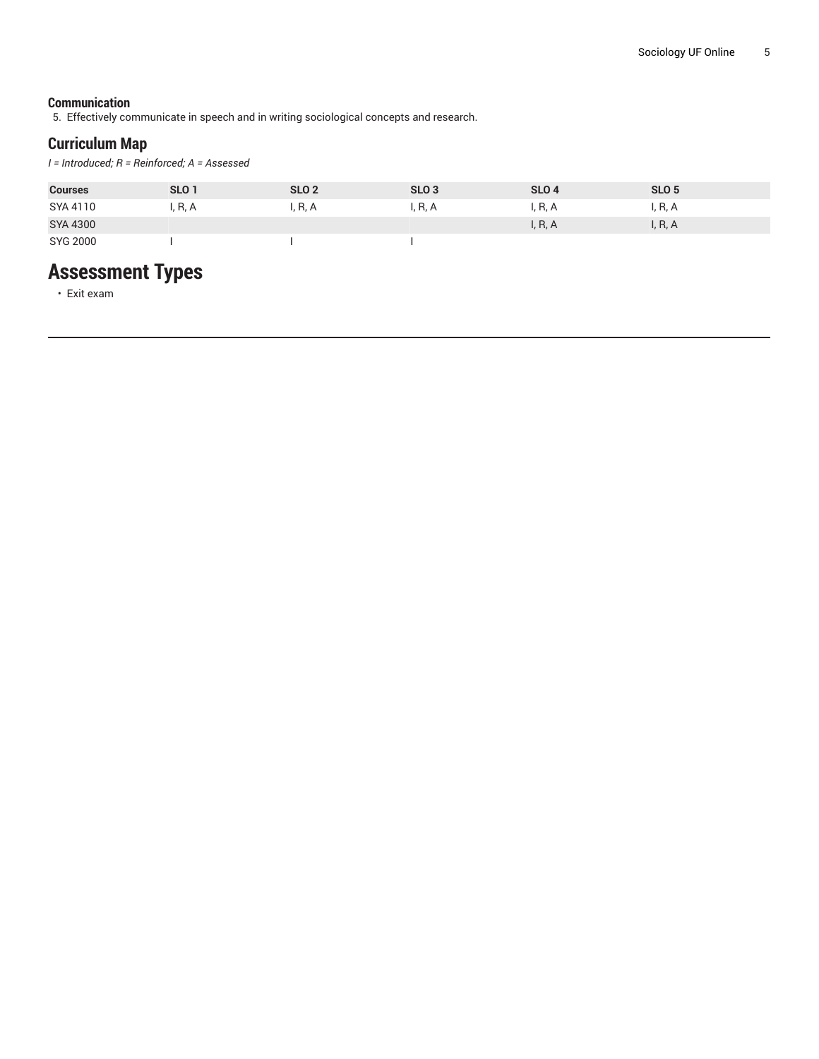### Communication

5. Effectively communicate in speech and in writing sociological concepts and research.

### Curriculum Map

*I = Introduced; R = Reinforced; A = Assessed*

| Courses | SLO 1 | SLO 2 | SLO 3 | SLO 4 | SLO 5 |
|---|---|---|---|---|---|
| SYA 4110 | I, R, A | I, R, A | I, R, A | I, R, A | I, R, A |
| SYA 4300 | | | | I, R, A | I, R, A |
| SYG 2000 | I | I | I | | |

## Assessment Types

- Exit exam